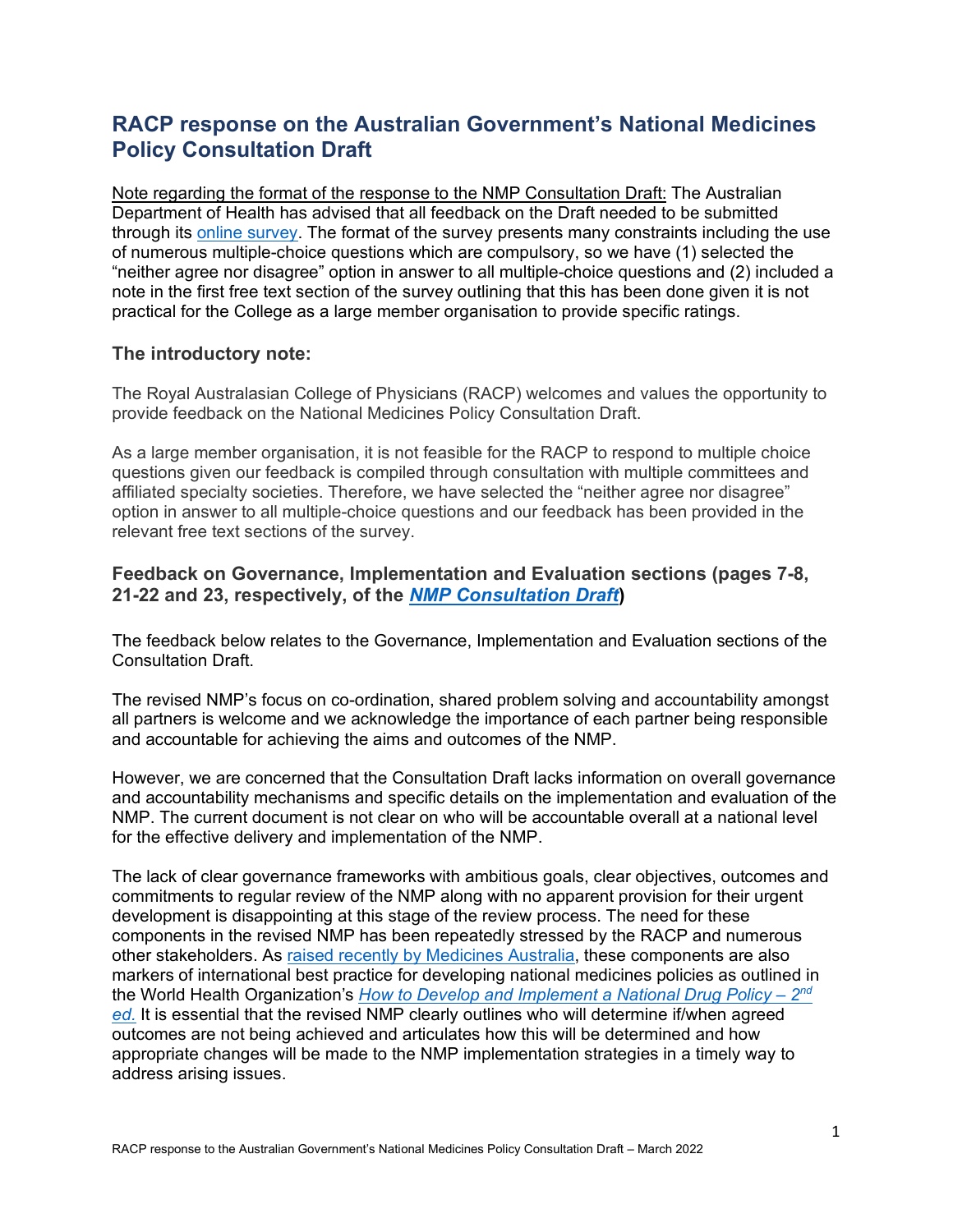# RACP response on the Australian Government's National Medicines Policy Consultation Draft

Note regarding the format of the response to the NMP Consultation Draft: The Australian Department of Health has advised that all feedback on the Draft needed to be submitted through its online survey. The format of the survey presents many constraints including the use of numerous multiple-choice questions which are compulsory, so we have (1) selected the "neither agree nor disagree" option in answer to all multiple-choice questions and (2) included a note in the first free text section of the survey outlining that this has been done given it is not practical for the College as a large member organisation to provide specific ratings.

## The introductory note:

The Royal Australasian College of Physicians (RACP) welcomes and values the opportunity to provide feedback on the National Medicines Policy Consultation Draft.

As a large member organisation, it is not feasible for the RACP to respond to multiple choice questions given our feedback is compiled through consultation with multiple committees and affiliated specialty societies. Therefore, we have selected the "neither agree nor disagree" option in answer to all multiple-choice questions and our feedback has been provided in the relevant free text sections of the survey.

## Feedback on Governance, Implementation and Evaluation sections (pages 7-8, 21-22 and 23, respectively, of the ***NMP Consultation Draft***)

The feedback below relates to the Governance, Implementation and Evaluation sections of the Consultation Draft.

The revised NMP's focus on co-ordination, shared problem solving and accountability amongst all partners is welcome and we acknowledge the importance of each partner being responsible and accountable for achieving the aims and outcomes of the NMP.

However, we are concerned that the Consultation Draft lacks information on overall governance and accountability mechanisms and specific details on the implementation and evaluation of the NMP. The current document is not clear on who will be accountable overall at a national level for the effective delivery and implementation of the NMP.

The lack of clear governance frameworks with ambitious goals, clear objectives, outcomes and commitments to regular review of the NMP along with no apparent provision for their urgent development is disappointing at this stage of the review process. The need for these components in the revised NMP has been repeatedly stressed by the RACP and numerous other stakeholders. As raised recently by Medicines Australia, these components are also markers of international best practice for developing national medicines policies as outlined in the World Health Organization's *How to Develop and Implement a National Drug Policy – 2nd ed.* It is essential that the revised NMP clearly outlines who will determine if/when agreed outcomes are not being achieved and articulates how this will be determined and how appropriate changes will be made to the NMP implementation strategies in a timely way to address arising issues.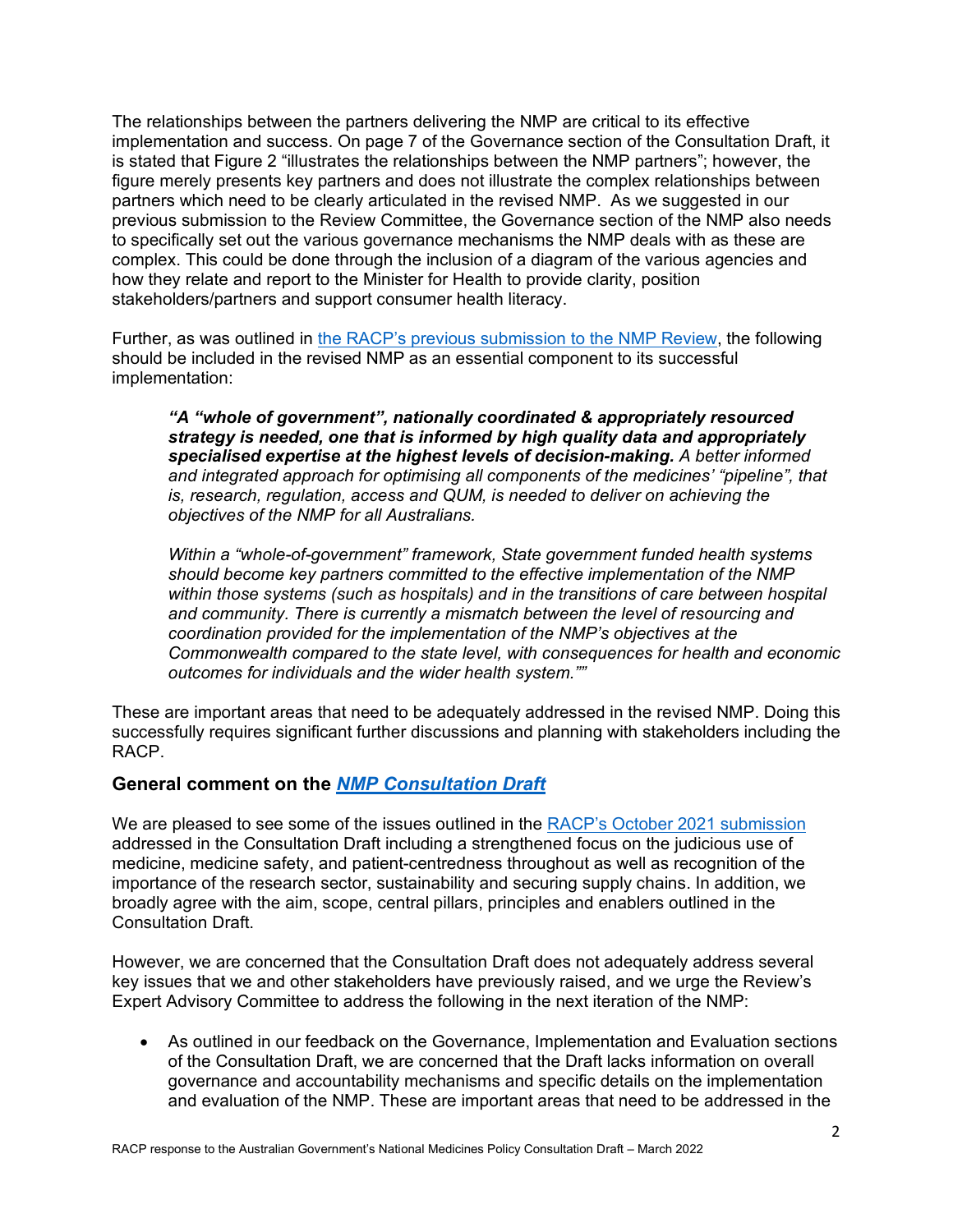The relationships between the partners delivering the NMP are critical to its effective implementation and success. On page 7 of the Governance section of the Consultation Draft, it is stated that Figure 2 "illustrates the relationships between the NMP partners"; however, the figure merely presents key partners and does not illustrate the complex relationships between partners which need to be clearly articulated in the revised NMP. As we suggested in our previous submission to the Review Committee, the Governance section of the NMP also needs to specifically set out the various governance mechanisms the NMP deals with as these are complex. This could be done through the inclusion of a diagram of the various agencies and how they relate and report to the Minister for Health to provide clarity, position stakeholders/partners and support consumer health literacy.

Further, as was outlined in [the RACP's previous submission to the NMP Review](), the following should be included in the revised NMP as an essential component to its successful implementation:

> ***"A "whole of government", nationally coordinated & appropriately resourced strategy is needed, one that is informed by high quality data and appropriately specialised expertise at the highest levels of decision-making.*** *A better informed and integrated approach for optimising all components of the medicines' "pipeline", that is, research, regulation, access and QUM, is needed to deliver on achieving the objectives of the NMP for all Australians.*
>
> *Within a "whole-of-government" framework, State government funded health systems should become key partners committed to the effective implementation of the NMP within those systems (such as hospitals) and in the transitions of care between hospital and community. There is currently a mismatch between the level of resourcing and coordination provided for the implementation of the NMP's objectives at the Commonwealth compared to the state level, with consequences for health and economic outcomes for individuals and the wider health system.""*

These are important areas that need to be adequately addressed in the revised NMP. Doing this successfully requires significant further discussions and planning with stakeholders including the RACP.

## General comment on the *NMP Consultation Draft*

We are pleased to see some of the issues outlined in the [RACP's October 2021 submission]() addressed in the Consultation Draft including a strengthened focus on the judicious use of medicine, medicine safety, and patient-centredness throughout as well as recognition of the importance of the research sector, sustainability and securing supply chains. In addition, we broadly agree with the aim, scope, central pillars, principles and enablers outlined in the Consultation Draft.

However, we are concerned that the Consultation Draft does not adequately address several key issues that we and other stakeholders have previously raised, and we urge the Review's Expert Advisory Committee to address the following in the next iteration of the NMP:

- As outlined in our feedback on the Governance, Implementation and Evaluation sections of the Consultation Draft, we are concerned that the Draft lacks information on overall governance and accountability mechanisms and specific details on the implementation and evaluation of the NMP. These are important areas that need to be addressed in the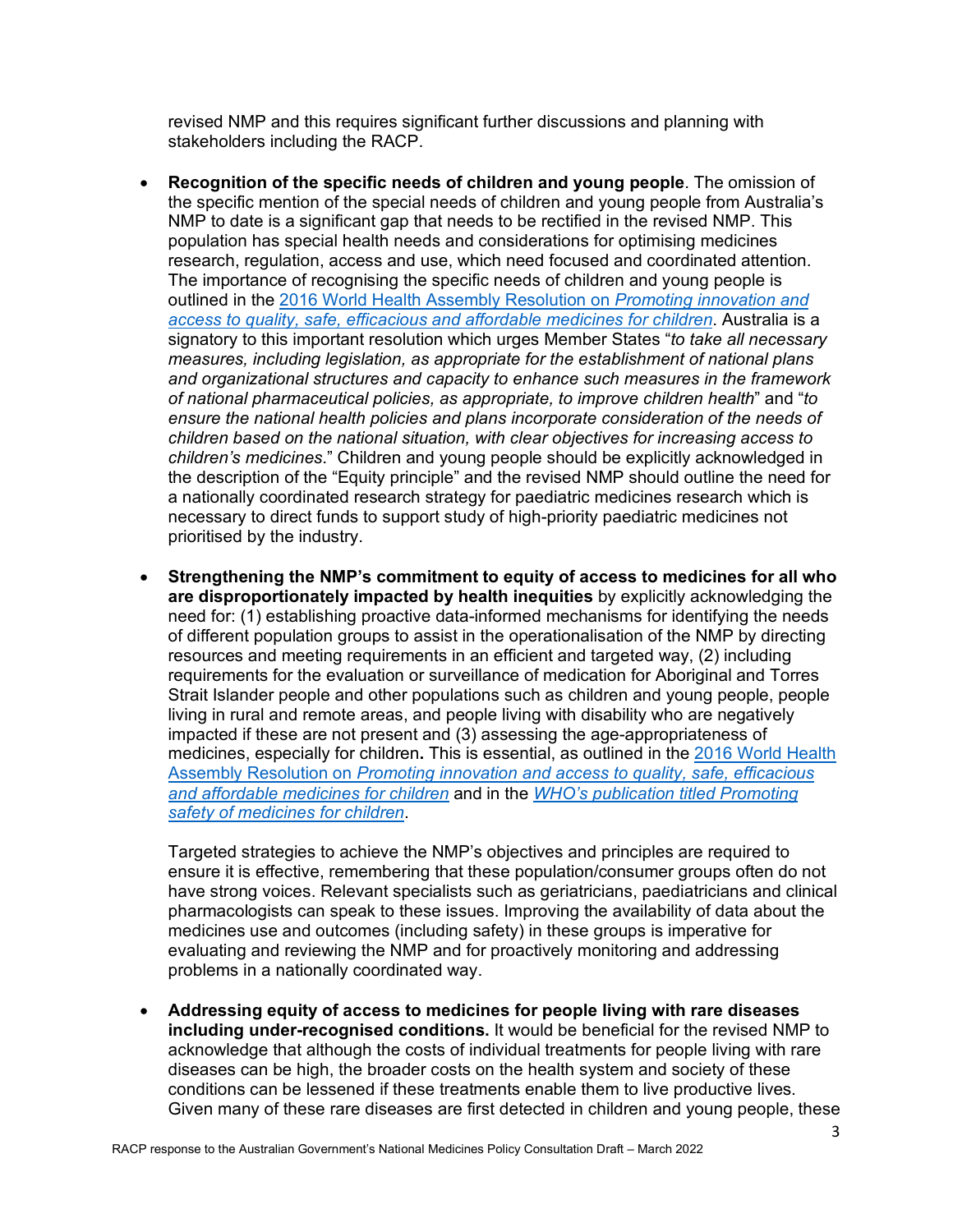revised NMP and this requires significant further discussions and planning with stakeholders including the RACP.

- **Recognition of the specific needs of children and young people**. The omission of the specific mention of the special needs of children and young people from Australia's NMP to date is a significant gap that needs to be rectified in the revised NMP. This population has special health needs and considerations for optimising medicines research, regulation, access and use, which need focused and coordinated attention. The importance of recognising the specific needs of children and young people is outlined in the [2016 World Health Assembly Resolution on *Promoting innovation and access to quality, safe, efficacious and affordable medicines for children*](). Australia is a signatory to this important resolution which urges Member States "*to take all necessary measures, including legislation, as appropriate for the establishment of national plans and organizational structures and capacity to enhance such measures in the framework of national pharmaceutical policies, as appropriate, to improve children health*" and "*to ensure the national health policies and plans incorporate consideration of the needs of children based on the national situation, with clear objectives for increasing access to children's medicines*." Children and young people should be explicitly acknowledged in the description of the "Equity principle" and the revised NMP should outline the need for a nationally coordinated research strategy for paediatric medicines research which is necessary to direct funds to support study of high-priority paediatric medicines not prioritised by the industry.

- **Strengthening the NMP's commitment to equity of access to medicines for all who are disproportionately impacted by health inequities** by explicitly acknowledging the need for: (1) establishing proactive data-informed mechanisms for identifying the needs of different population groups to assist in the operationalisation of the NMP by directing resources and meeting requirements in an efficient and targeted way, (2) including requirements for the evaluation or surveillance of medication for Aboriginal and Torres Strait Islander people and other populations such as children and young people, people living in rural and remote areas, and people living with disability who are negatively impacted if these are not present and (3) assessing the age-appropriateness of medicines, especially for children**.** This is essential, as outlined in the [2016 World Health Assembly Resolution on *Promoting innovation and access to quality, safe, efficacious and affordable medicines for children*]() and in the [*WHO's publication titled Promoting safety of medicines for children*]().

  Targeted strategies to achieve the NMP's objectives and principles are required to ensure it is effective, remembering that these population/consumer groups often do not have strong voices. Relevant specialists such as geriatricians, paediatricians and clinical pharmacologists can speak to these issues. Improving the availability of data about the medicines use and outcomes (including safety) in these groups is imperative for evaluating and reviewing the NMP and for proactively monitoring and addressing problems in a nationally coordinated way.

- **Addressing equity of access to medicines for people living with rare diseases including under-recognised conditions.** It would be beneficial for the revised NMP to acknowledge that although the costs of individual treatments for people living with rare diseases can be high, the broader costs on the health system and society of these conditions can be lessened if these treatments enable them to live productive lives. Given many of these rare diseases are first detected in children and young people, these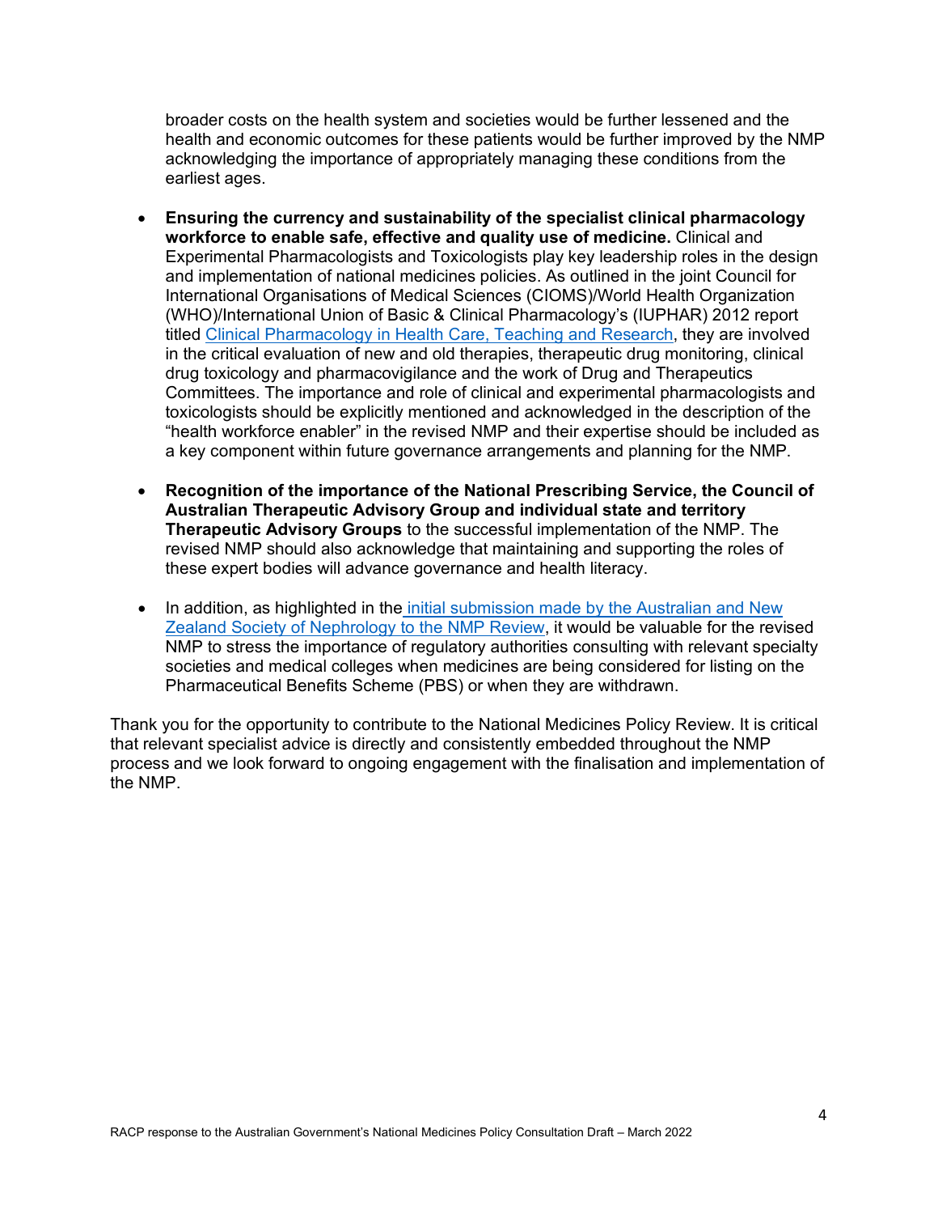broader costs on the health system and societies would be further lessened and the health and economic outcomes for these patients would be further improved by the NMP acknowledging the importance of appropriately managing these conditions from the earliest ages.

- **Ensuring the currency and sustainability of the specialist clinical pharmacology workforce to enable safe, effective and quality use of medicine.** Clinical and Experimental Pharmacologists and Toxicologists play key leadership roles in the design and implementation of national medicines policies. As outlined in the joint Council for International Organisations of Medical Sciences (CIOMS)/World Health Organization (WHO)/International Union of Basic & Clinical Pharmacology's (IUPHAR) 2012 report titled Clinical Pharmacology in Health Care, Teaching and Research, they are involved in the critical evaluation of new and old therapies, therapeutic drug monitoring, clinical drug toxicology and pharmacovigilance and the work of Drug and Therapeutics Committees. The importance and role of clinical and experimental pharmacologists and toxicologists should be explicitly mentioned and acknowledged in the description of the "health workforce enabler" in the revised NMP and their expertise should be included as a key component within future governance arrangements and planning for the NMP.

- **Recognition of the importance of the National Prescribing Service, the Council of Australian Therapeutic Advisory Group and individual state and territory Therapeutic Advisory Groups** to the successful implementation of the NMP. The revised NMP should also acknowledge that maintaining and supporting the roles of these expert bodies will advance governance and health literacy.

- In addition, as highlighted in the initial submission made by the Australian and New Zealand Society of Nephrology to the NMP Review, it would be valuable for the revised NMP to stress the importance of regulatory authorities consulting with relevant specialty societies and medical colleges when medicines are being considered for listing on the Pharmaceutical Benefits Scheme (PBS) or when they are withdrawn.

Thank you for the opportunity to contribute to the National Medicines Policy Review. It is critical that relevant specialist advice is directly and consistently embedded throughout the NMP process and we look forward to ongoing engagement with the finalisation and implementation of the NMP.